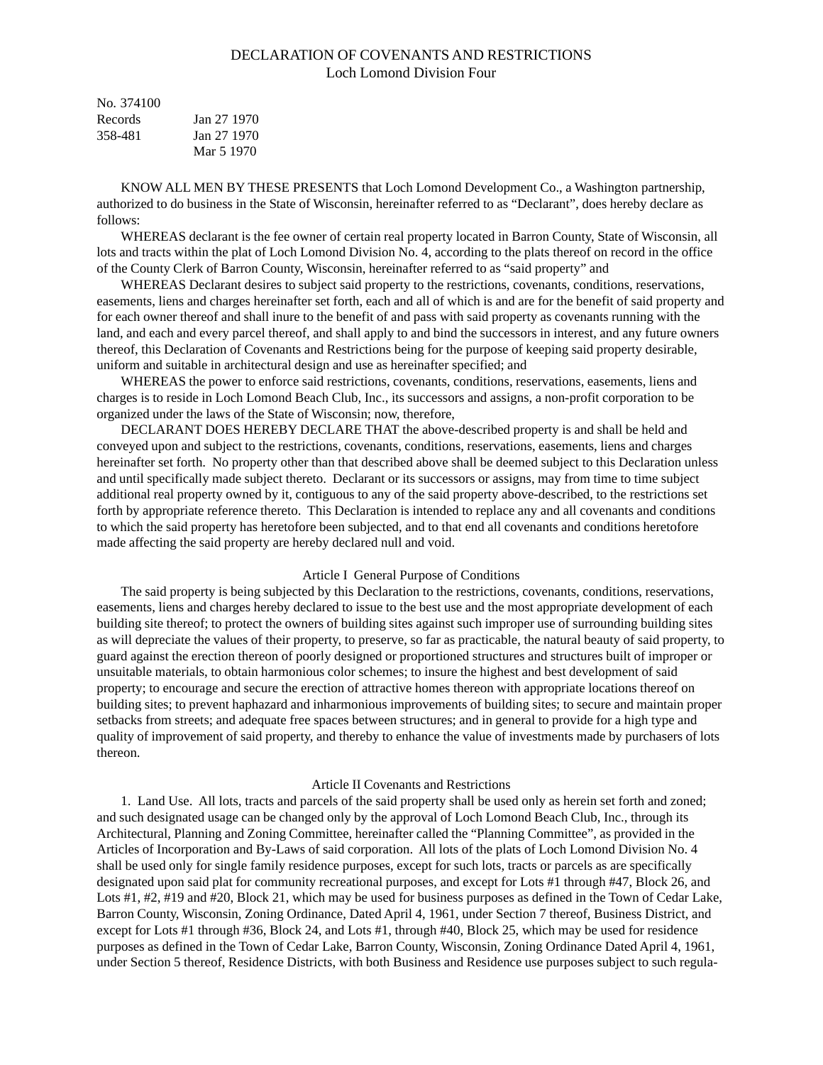# DECLARATION OF COVENANTS AND RESTRICTIONS
## Loch Lomond Division Four

No. 374100
Records Jan 27 1970
358-481 Jan 27 1970
Mar 5 1970

KNOW ALL MEN BY THESE PRESENTS that Loch Lomond Development Co., a Washington partnership, authorized to do business in the State of Wisconsin, hereinafter referred to as "Declarant", does hereby declare as follows:

WHEREAS declarant is the fee owner of certain real property located in Barron County, State of Wisconsin, all lots and tracts within the plat of Loch Lomond Division No. 4, according to the plats thereof on record in the office of the County Clerk of Barron County, Wisconsin, hereinafter referred to as "said property" and

WHEREAS Declarant desires to subject said property to the restrictions, covenants, conditions, reservations, easements, liens and charges hereinafter set forth, each and all of which is and are for the benefit of said property and for each owner thereof and shall inure to the benefit of and pass with said property as covenants running with the land, and each and every parcel thereof, and shall apply to and bind the successors in interest, and any future owners thereof, this Declaration of Covenants and Restrictions being for the purpose of keeping said property desirable, uniform and suitable in architectural design and use as hereinafter specified; and

WHEREAS the power to enforce said restrictions, covenants, conditions, reservations, easements, liens and charges is to reside in Loch Lomond Beach Club, Inc., its successors and assigns, a non-profit corporation to be organized under the laws of the State of Wisconsin; now, therefore,

DECLARANT DOES HEREBY DECLARE THAT the above-described property is and shall be held and conveyed upon and subject to the restrictions, covenants, conditions, reservations, easements, liens and charges hereinafter set forth. No property other than that described above shall be deemed subject to this Declaration unless and until specifically made subject thereto. Declarant or its successors or assigns, may from time to time subject additional real property owned by it, contiguous to any of the said property above-described, to the restrictions set forth by appropriate reference thereto. This Declaration is intended to replace any and all covenants and conditions to which the said property has heretofore been subjected, and to that end all covenants and conditions heretofore made affecting the said property are hereby declared null and void.

### Article I General Purpose of Conditions

The said property is being subjected by this Declaration to the restrictions, covenants, conditions, reservations, easements, liens and charges hereby declared to issue to the best use and the most appropriate development of each building site thereof; to protect the owners of building sites against such improper use of surrounding building sites as will depreciate the values of their property, to preserve, so far as practicable, the natural beauty of said property, to guard against the erection thereon of poorly designed or proportioned structures and structures built of improper or unsuitable materials, to obtain harmonious color schemes; to insure the highest and best development of said property; to encourage and secure the erection of attractive homes thereon with appropriate locations thereof on building sites; to prevent haphazard and inharmonious improvements of building sites; to secure and maintain proper setbacks from streets; and adequate free spaces between structures; and in general to provide for a high type and quality of improvement of said property, and thereby to enhance the value of investments made by purchasers of lots thereon.

### Article II Covenants and Restrictions

1. Land Use. All lots, tracts and parcels of the said property shall be used only as herein set forth and zoned; and such designated usage can be changed only by the approval of Loch Lomond Beach Club, Inc., through its Architectural, Planning and Zoning Committee, hereinafter called the "Planning Committee", as provided in the Articles of Incorporation and By-Laws of said corporation. All lots of the plats of Loch Lomond Division No. 4 shall be used only for single family residence purposes, except for such lots, tracts or parcels as are specifically designated upon said plat for community recreational purposes, and except for Lots #1 through #47, Block 26, and Lots #1, #2, #19 and #20, Block 21, which may be used for business purposes as defined in the Town of Cedar Lake, Barron County, Wisconsin, Zoning Ordinance, Dated April 4, 1961, under Section 7 thereof, Business District, and except for Lots #1 through #36, Block 24, and Lots #1, through #40, Block 25, which may be used for residence purposes as defined in the Town of Cedar Lake, Barron County, Wisconsin, Zoning Ordinance Dated April 4, 1961, under Section 5 thereof, Residence Districts, with both Business and Residence use purposes subject to such regula-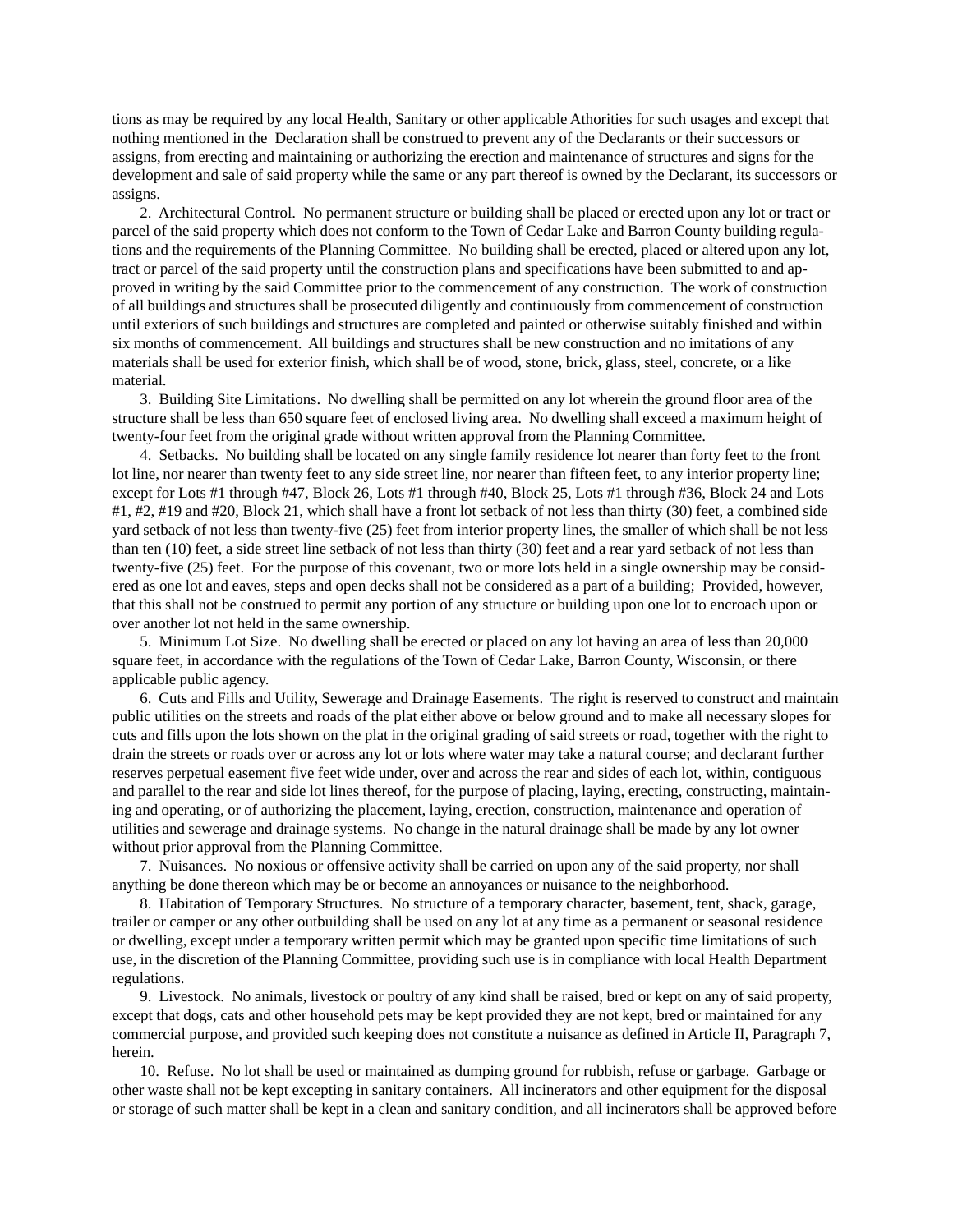tions as may be required by any local Health, Sanitary or other applicable Athorities for such usages and except that nothing mentioned in the Declaration shall be construed to prevent any of the Declarants or their successors or assigns, from erecting and maintaining or authorizing the erection and maintenance of structures and signs for the development and sale of said property while the same or any part thereof is owned by the Declarant, its successors or assigns.

2. Architectural Control. No permanent structure or building shall be placed or erected upon any lot or tract or parcel of the said property which does not conform to the Town of Cedar Lake and Barron County building regulations and the requirements of the Planning Committee. No building shall be erected, placed or altered upon any lot, tract or parcel of the said property until the construction plans and specifications have been submitted to and approved in writing by the said Committee prior to the commencement of any construction. The work of construction of all buildings and structures shall be prosecuted diligently and continuously from commencement of construction until exteriors of such buildings and structures are completed and painted or otherwise suitably finished and within six months of commencement. All buildings and structures shall be new construction and no imitations of any materials shall be used for exterior finish, which shall be of wood, stone, brick, glass, steel, concrete, or a like material.

3. Building Site Limitations. No dwelling shall be permitted on any lot wherein the ground floor area of the structure shall be less than 650 square feet of enclosed living area. No dwelling shall exceed a maximum height of twenty-four feet from the original grade without written approval from the Planning Committee.

4. Setbacks. No building shall be located on any single family residence lot nearer than forty feet to the front lot line, nor nearer than twenty feet to any side street line, nor nearer than fifteen feet, to any interior property line; except for Lots #1 through #47, Block 26, Lots #1 through #40, Block 25, Lots #1 through #36, Block 24 and Lots #1, #2, #19 and #20, Block 21, which shall have a front lot setback of not less than thirty (30) feet, a combined side yard setback of not less than twenty-five (25) feet from interior property lines, the smaller of which shall be not less than ten (10) feet, a side street line setback of not less than thirty (30) feet and a rear yard setback of not less than twenty-five (25) feet. For the purpose of this covenant, two or more lots held in a single ownership may be considered as one lot and eaves, steps and open decks shall not be considered as a part of a building; Provided, however, that this shall not be construed to permit any portion of any structure or building upon one lot to encroach upon or over another lot not held in the same ownership.

5. Minimum Lot Size. No dwelling shall be erected or placed on any lot having an area of less than 20,000 square feet, in accordance with the regulations of the Town of Cedar Lake, Barron County, Wisconsin, or there applicable public agency.

6. Cuts and Fills and Utility, Sewerage and Drainage Easements. The right is reserved to construct and maintain public utilities on the streets and roads of the plat either above or below ground and to make all necessary slopes for cuts and fills upon the lots shown on the plat in the original grading of said streets or road, together with the right to drain the streets or roads over or across any lot or lots where water may take a natural course; and declarant further reserves perpetual easement five feet wide under, over and across the rear and sides of each lot, within, contiguous and parallel to the rear and side lot lines thereof, for the purpose of placing, laying, erecting, constructing, maintaining and operating, or of authorizing the placement, laying, erection, construction, maintenance and operation of utilities and sewerage and drainage systems. No change in the natural drainage shall be made by any lot owner without prior approval from the Planning Committee.

7. Nuisances. No noxious or offensive activity shall be carried on upon any of the said property, nor shall anything be done thereon which may be or become an annoyances or nuisance to the neighborhood.

8. Habitation of Temporary Structures. No structure of a temporary character, basement, tent, shack, garage, trailer or camper or any other outbuilding shall be used on any lot at any time as a permanent or seasonal residence or dwelling, except under a temporary written permit which may be granted upon specific time limitations of such use, in the discretion of the Planning Committee, providing such use is in compliance with local Health Department regulations.

9. Livestock. No animals, livestock or poultry of any kind shall be raised, bred or kept on any of said property, except that dogs, cats and other household pets may be kept provided they are not kept, bred or maintained for any commercial purpose, and provided such keeping does not constitute a nuisance as defined in Article II, Paragraph 7, herein.

10. Refuse. No lot shall be used or maintained as dumping ground for rubbish, refuse or garbage. Garbage or other waste shall not be kept excepting in sanitary containers. All incinerators and other equipment for the disposal or storage of such matter shall be kept in a clean and sanitary condition, and all incinerators shall be approved before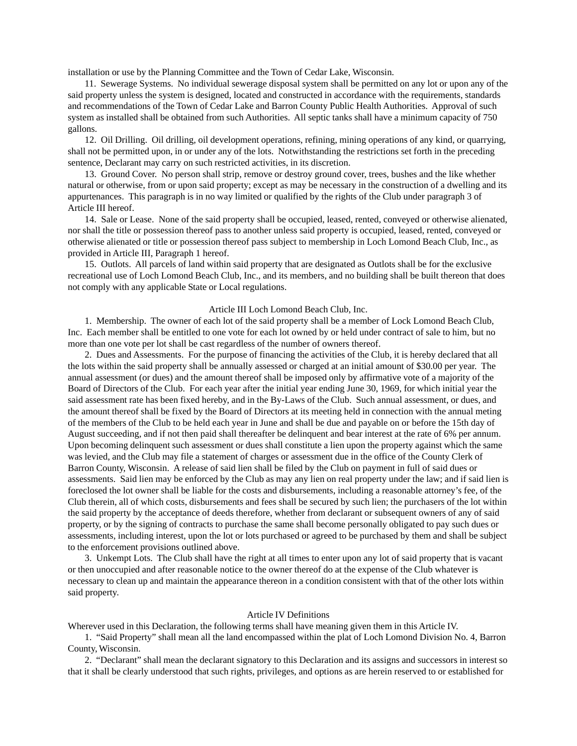installation or use by the Planning Committee and the Town of Cedar Lake, Wisconsin.

11. Sewerage Systems. No individual sewerage disposal system shall be permitted on any lot or upon any of the said property unless the system is designed, located and constructed in accordance with the requirements, standards and recommendations of the Town of Cedar Lake and Barron County Public Health Authorities. Approval of such system as installed shall be obtained from such Authorities. All septic tanks shall have a minimum capacity of 750 gallons.

12. Oil Drilling. Oil drilling, oil development operations, refining, mining operations of any kind, or quarrying, shall not be permitted upon, in or under any of the lots. Notwithstanding the restrictions set forth in the preceding sentence, Declarant may carry on such restricted activities, in its discretion.

13. Ground Cover. No person shall strip, remove or destroy ground cover, trees, bushes and the like whether natural or otherwise, from or upon said property; except as may be necessary in the construction of a dwelling and its appurtenances. This paragraph is in no way limited or qualified by the rights of the Club under paragraph 3 of Article III hereof.

14. Sale or Lease. None of the said property shall be occupied, leased, rented, conveyed or otherwise alienated, nor shall the title or possession thereof pass to another unless said property is occupied, leased, rented, conveyed or otherwise alienated or title or possession thereof pass subject to membership in Loch Lomond Beach Club, Inc., as provided in Article III, Paragraph 1 hereof.

15. Outlots. All parcels of land within said property that are designated as Outlots shall be for the exclusive recreational use of Loch Lomond Beach Club, Inc., and its members, and no building shall be built thereon that does not comply with any applicable State or Local regulations.

## Article III Loch Lomond Beach Club, Inc.

1. Membership. The owner of each lot of the said property shall be a member of Lock Lomond Beach Club, Inc. Each member shall be entitled to one vote for each lot owned by or held under contract of sale to him, but no more than one vote per lot shall be cast regardless of the number of owners thereof.

2. Dues and Assessments. For the purpose of financing the activities of the Club, it is hereby declared that all the lots within the said property shall be annually assessed or charged at an initial amount of $30.00 per year. The annual assessment (or dues) and the amount thereof shall be imposed only by affirmative vote of a majority of the Board of Directors of the Club. For each year after the initial year ending June 30, 1969, for which initial year the said assessment rate has been fixed hereby, and in the By-Laws of the Club. Such annual assessment, or dues, and the amount thereof shall be fixed by the Board of Directors at its meeting held in connection with the annual meting of the members of the Club to be held each year in June and shall be due and payable on or before the 15th day of August succeeding, and if not then paid shall thereafter be delinquent and bear interest at the rate of 6% per annum. Upon becoming delinquent such assessment or dues shall constitute a lien upon the property against which the same was levied, and the Club may file a statement of charges or assessment due in the office of the County Clerk of Barron County, Wisconsin. A release of said lien shall be filed by the Club on payment in full of said dues or assessments. Said lien may be enforced by the Club as may any lien on real property under the law; and if said lien is foreclosed the lot owner shall be liable for the costs and disbursements, including a reasonable attorney's fee, of the Club therein, all of which costs, disbursements and fees shall be secured by such lien; the purchasers of the lot within the said property by the acceptance of deeds therefore, whether from declarant or subsequent owners of any of said property, or by the signing of contracts to purchase the same shall become personally obligated to pay such dues or assessments, including interest, upon the lot or lots purchased or agreed to be purchased by them and shall be subject to the enforcement provisions outlined above.

3. Unkempt Lots. The Club shall have the right at all times to enter upon any lot of said property that is vacant or then unoccupied and after reasonable notice to the owner thereof do at the expense of the Club whatever is necessary to clean up and maintain the appearance thereon in a condition consistent with that of the other lots within said property.

## Article IV Definitions

Wherever used in this Declaration, the following terms shall have meaning given them in this Article IV.

1. "Said Property" shall mean all the land encompassed within the plat of Loch Lomond Division No. 4, Barron County, Wisconsin.

2. "Declarant" shall mean the declarant signatory to this Declaration and its assigns and successors in interest so that it shall be clearly understood that such rights, privileges, and options as are herein reserved to or established for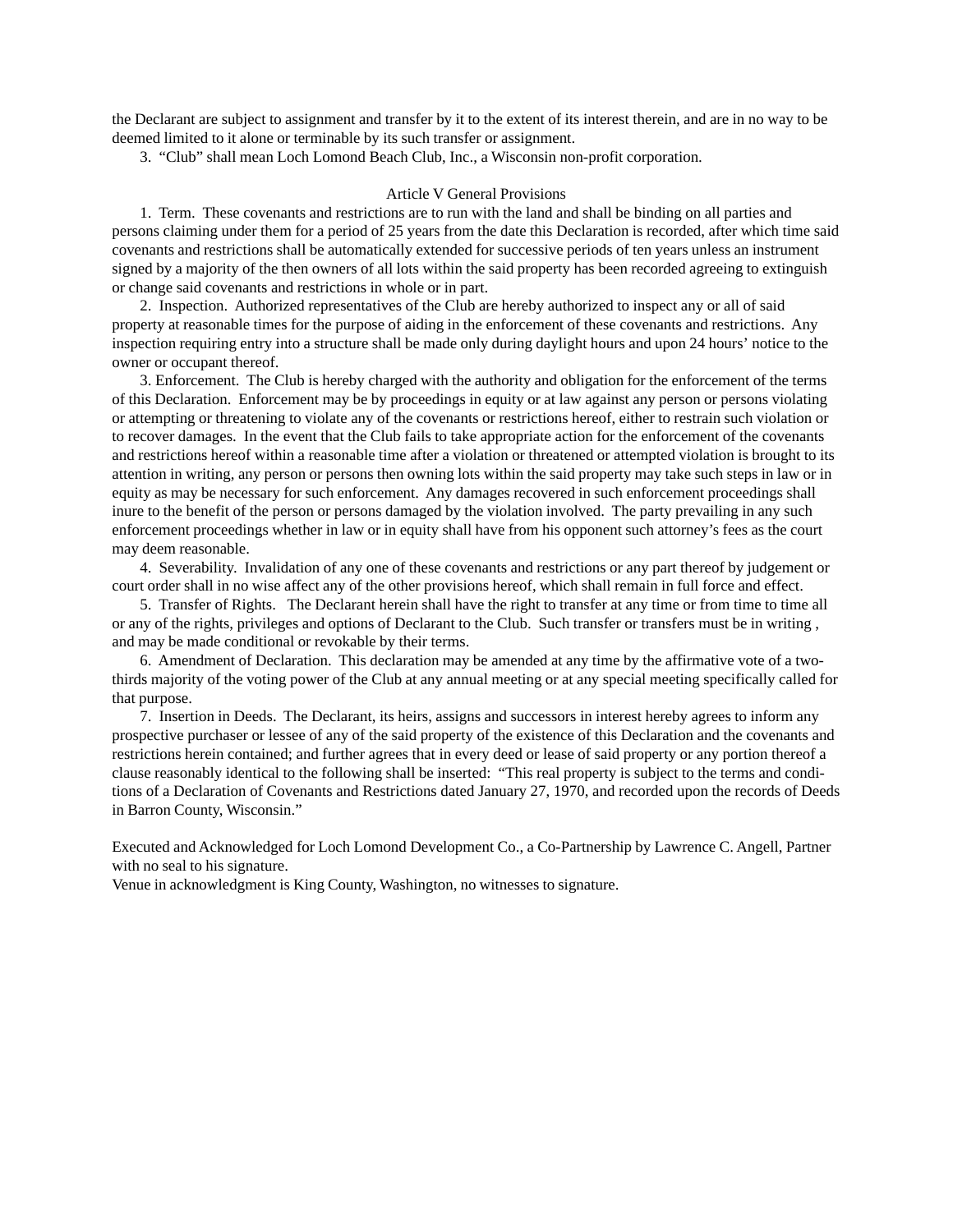the Declarant are subject to assignment and transfer by it to the extent of its interest therein, and are in no way to be deemed limited to it alone or terminable by its such transfer or assignment.

3. "Club" shall mean Loch Lomond Beach Club, Inc., a Wisconsin non-profit corporation.

## Article V General Provisions

1. Term. These covenants and restrictions are to run with the land and shall be binding on all parties and persons claiming under them for a period of 25 years from the date this Declaration is recorded, after which time said covenants and restrictions shall be automatically extended for successive periods of ten years unless an instrument signed by a majority of the then owners of all lots within the said property has been recorded agreeing to extinguish or change said covenants and restrictions in whole or in part.

2. Inspection. Authorized representatives of the Club are hereby authorized to inspect any or all of said property at reasonable times for the purpose of aiding in the enforcement of these covenants and restrictions. Any inspection requiring entry into a structure shall be made only during daylight hours and upon 24 hours' notice to the owner or occupant thereof.

3. Enforcement. The Club is hereby charged with the authority and obligation for the enforcement of the terms of this Declaration. Enforcement may be by proceedings in equity or at law against any person or persons violating or attempting or threatening to violate any of the covenants or restrictions hereof, either to restrain such violation or to recover damages. In the event that the Club fails to take appropriate action for the enforcement of the covenants and restrictions hereof within a reasonable time after a violation or threatened or attempted violation is brought to its attention in writing, any person or persons then owning lots within the said property may take such steps in law or in equity as may be necessary for such enforcement. Any damages recovered in such enforcement proceedings shall inure to the benefit of the person or persons damaged by the violation involved. The party prevailing in any such enforcement proceedings whether in law or in equity shall have from his opponent such attorney's fees as the court may deem reasonable.

4. Severability. Invalidation of any one of these covenants and restrictions or any part thereof by judgement or court order shall in no wise affect any of the other provisions hereof, which shall remain in full force and effect.

5. Transfer of Rights. The Declarant herein shall have the right to transfer at any time or from time to time all or any of the rights, privileges and options of Declarant to the Club. Such transfer or transfers must be in writing , and may be made conditional or revokable by their terms.

6. Amendment of Declaration. This declaration may be amended at any time by the affirmative vote of a two-thirds majority of the voting power of the Club at any annual meeting or at any special meeting specifically called for that purpose.

7. Insertion in Deeds. The Declarant, its heirs, assigns and successors in interest hereby agrees to inform any prospective purchaser or lessee of any of the said property of the existence of this Declaration and the covenants and restrictions herein contained; and further agrees that in every deed or lease of said property or any portion thereof a clause reasonably identical to the following shall be inserted: "This real property is subject to the terms and conditions of a Declaration of Covenants and Restrictions dated January 27, 1970, and recorded upon the records of Deeds in Barron County, Wisconsin."

Executed and Acknowledged for Loch Lomond Development Co., a Co-Partnership by Lawrence C. Angell, Partner with no seal to his signature.
Venue in acknowledgment is King County, Washington, no witnesses to signature.